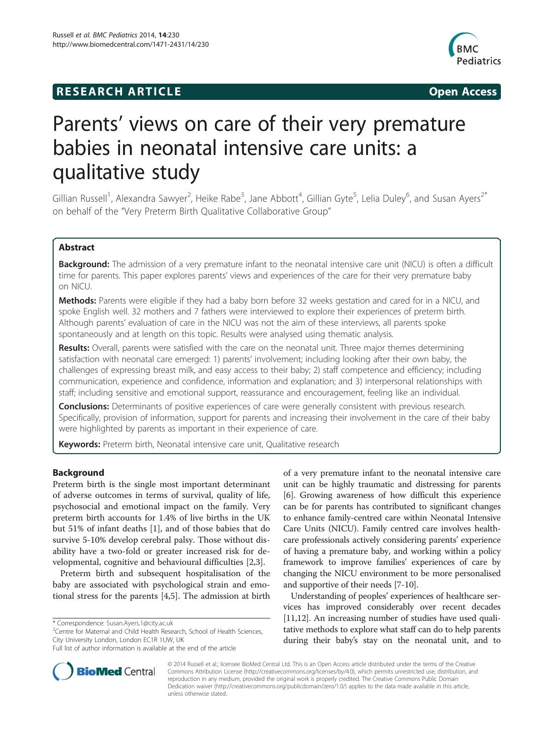**RESEARCH ARTICLE** **Open Access**

# Parents' views on care of their very premature babies in neonatal intensive care units: a qualitative study

Gillian Russell[1], Alexandra Sawyer[2], Heike Rabe[3], Jane Abbott[4], Gillian Gyte[5], Lelia Duley[6], and Susan Ayers[2*] on behalf of the "Very Preterm Birth Qualitative Collaborative Group"

## Abstract

**Background:** The admission of a very premature infant to the neonatal intensive care unit (NICU) is often a difficult time for parents. This paper explores parents' views and experiences of the care for their very premature baby on NICU.

**Methods:** Parents were eligible if they had a baby born before 32 weeks gestation and cared for in a NICU, and spoke English well. 32 mothers and 7 fathers were interviewed to explore their experiences of preterm birth. Although parents' evaluation of care in the NICU was not the aim of these interviews, all parents spoke spontaneously and at length on this topic. Results were analysed using thematic analysis.

**Results:** Overall, parents were satisfied with the care on the neonatal unit. Three major themes determining satisfaction with neonatal care emerged: 1) parents' involvement; including looking after their own baby, the challenges of expressing breast milk, and easy access to their baby; 2) staff competence and efficiency; including communication, experience and confidence, information and explanation; and 3) interpersonal relationships with staff; including sensitive and emotional support, reassurance and encouragement, feeling like an individual.

**Conclusions:** Determinants of positive experiences of care were generally consistent with previous research. Specifically, provision of information, support for parents and increasing their involvement in the care of their baby were highlighted by parents as important in their experience of care.

**Keywords:** Preterm birth, Neonatal intensive care unit, Qualitative research

## Background

Preterm birth is the single most important determinant of adverse outcomes in terms of survival, quality of life, psychosocial and emotional impact on the family. Very preterm birth accounts for 1.4% of live births in the UK but 51% of infant deaths [1], and of those babies that do survive 5-10% develop cerebral palsy. Those without disability have a two-fold or greater increased risk for developmental, cognitive and behavioural difficulties [2,3].

Preterm birth and subsequent hospitalisation of the baby are associated with psychological strain and emotional stress for the parents [4,5]. The admission at birth of a very premature infant to the neonatal intensive care unit can be highly traumatic and distressing for parents [6]. Growing awareness of how difficult this experience can be for parents has contributed to significant changes to enhance family-centred care within Neonatal Intensive Care Units (NICU). Family centred care involves healthcare professionals actively considering parents' experience of having a premature baby, and working within a policy framework to improve families' experiences of care by changing the NICU environment to be more personalised and supportive of their needs [7-10].

Understanding of peoples' experiences of healthcare services has improved considerably over recent decades [11,12]. An increasing number of studies have used qualitative methods to explore what staff can do to help parents during their baby's stay on the neonatal unit, and to

\* Correspondence: Susan.Ayers.1@city.ac.uk
[2]Centre for Maternal and Child Health Research, School of Health Sciences, City University London, London EC1R 1UW, UK
Full list of author information is available at the end of the article

© 2014 Russell et al.; licensee BioMed Central Ltd. This is an Open Access article distributed under the terms of the Creative Commons Attribution License (http://creativecommons.org/licenses/by/4.0), which permits unrestricted use, distribution, and reproduction in any medium, provided the original work is properly credited. The Creative Commons Public Domain Dedication waiver (http://creativecommons.org/publicdomain/zero/1.0/) applies to the data made available in this article, unless otherwise stated.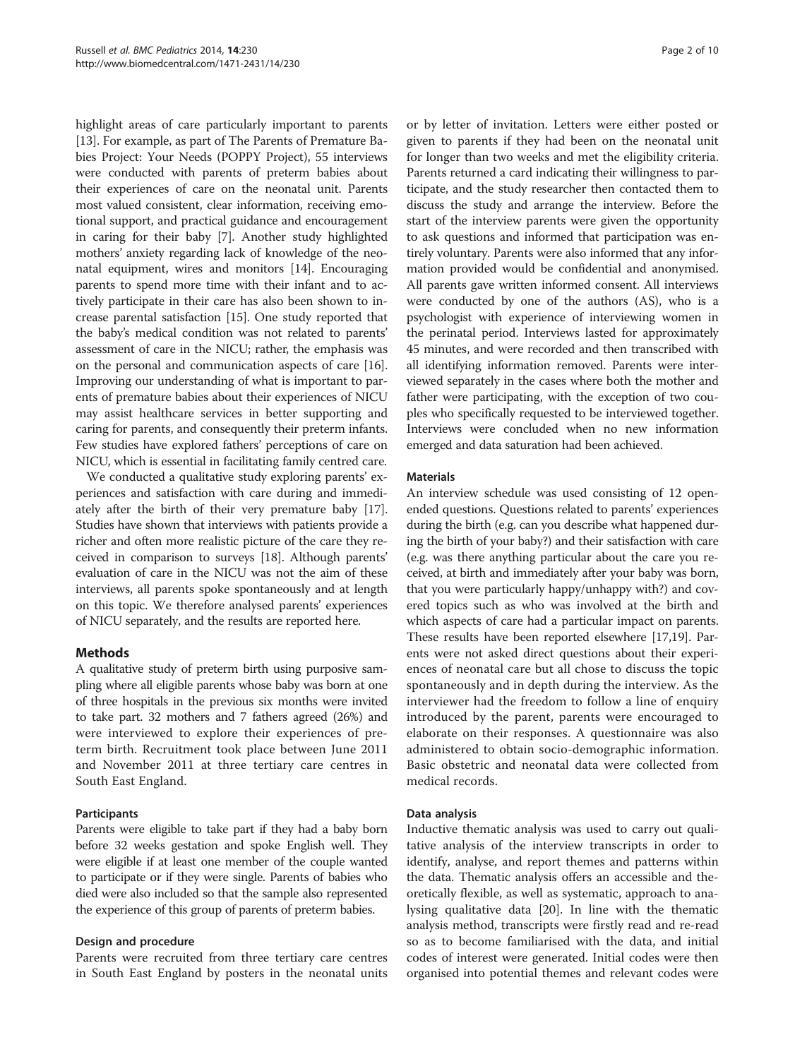highlight areas of care particularly important to parents [13]. For example, as part of The Parents of Premature Babies Project: Your Needs (POPPY Project), 55 interviews were conducted with parents of preterm babies about their experiences of care on the neonatal unit. Parents most valued consistent, clear information, receiving emotional support, and practical guidance and encouragement in caring for their baby [7]. Another study highlighted mothers' anxiety regarding lack of knowledge of the neonatal equipment, wires and monitors [14]. Encouraging parents to spend more time with their infant and to actively participate in their care has also been shown to increase parental satisfaction [15]. One study reported that the baby's medical condition was not related to parents' assessment of care in the NICU; rather, the emphasis was on the personal and communication aspects of care [16]. Improving our understanding of what is important to parents of premature babies about their experiences of NICU may assist healthcare services in better supporting and caring for parents, and consequently their preterm infants. Few studies have explored fathers' perceptions of care on NICU, which is essential in facilitating family centred care.

We conducted a qualitative study exploring parents' experiences and satisfaction with care during and immediately after the birth of their very premature baby [17]. Studies have shown that interviews with patients provide a richer and often more realistic picture of the care they received in comparison to surveys [18]. Although parents' evaluation of care in the NICU was not the aim of these interviews, all parents spoke spontaneously and at length on this topic. We therefore analysed parents' experiences of NICU separately, and the results are reported here.

## Methods

A qualitative study of preterm birth using purposive sampling where all eligible parents whose baby was born at one of three hospitals in the previous six months were invited to take part. 32 mothers and 7 fathers agreed (26%) and were interviewed to explore their experiences of preterm birth. Recruitment took place between June 2011 and November 2011 at three tertiary care centres in South East England.

### Participants

Parents were eligible to take part if they had a baby born before 32 weeks gestation and spoke English well. They were eligible if at least one member of the couple wanted to participate or if they were single. Parents of babies who died were also included so that the sample also represented the experience of this group of parents of preterm babies.

### Design and procedure

Parents were recruited from three tertiary care centres in South East England by posters in the neonatal units or by letter of invitation. Letters were either posted or given to parents if they had been on the neonatal unit for longer than two weeks and met the eligibility criteria. Parents returned a card indicating their willingness to participate, and the study researcher then contacted them to discuss the study and arrange the interview. Before the start of the interview parents were given the opportunity to ask questions and informed that participation was entirely voluntary. Parents were also informed that any information provided would be confidential and anonymised. All parents gave written informed consent. All interviews were conducted by one of the authors (AS), who is a psychologist with experience of interviewing women in the perinatal period. Interviews lasted for approximately 45 minutes, and were recorded and then transcribed with all identifying information removed. Parents were interviewed separately in the cases where both the mother and father were participating, with the exception of two couples who specifically requested to be interviewed together. Interviews were concluded when no new information emerged and data saturation had been achieved.

### Materials

An interview schedule was used consisting of 12 open-ended questions. Questions related to parents' experiences during the birth (e.g. can you describe what happened during the birth of your baby?) and their satisfaction with care (e.g. was there anything particular about the care you received, at birth and immediately after your baby was born, that you were particularly happy/unhappy with?) and covered topics such as who was involved at the birth and which aspects of care had a particular impact on parents. These results have been reported elsewhere [17,19]. Parents were not asked direct questions about their experiences of neonatal care but all chose to discuss the topic spontaneously and in depth during the interview. As the interviewer had the freedom to follow a line of enquiry introduced by the parent, parents were encouraged to elaborate on their responses. A questionnaire was also administered to obtain socio-demographic information. Basic obstetric and neonatal data were collected from medical records.

### Data analysis

Inductive thematic analysis was used to carry out qualitative analysis of the interview transcripts in order to identify, analyse, and report themes and patterns within the data. Thematic analysis offers an accessible and theoretically flexible, as well as systematic, approach to analysing qualitative data [20]. In line with the thematic analysis method, transcripts were firstly read and re-read so as to become familiarised with the data, and initial codes of interest were generated. Initial codes were then organised into potential themes and relevant codes were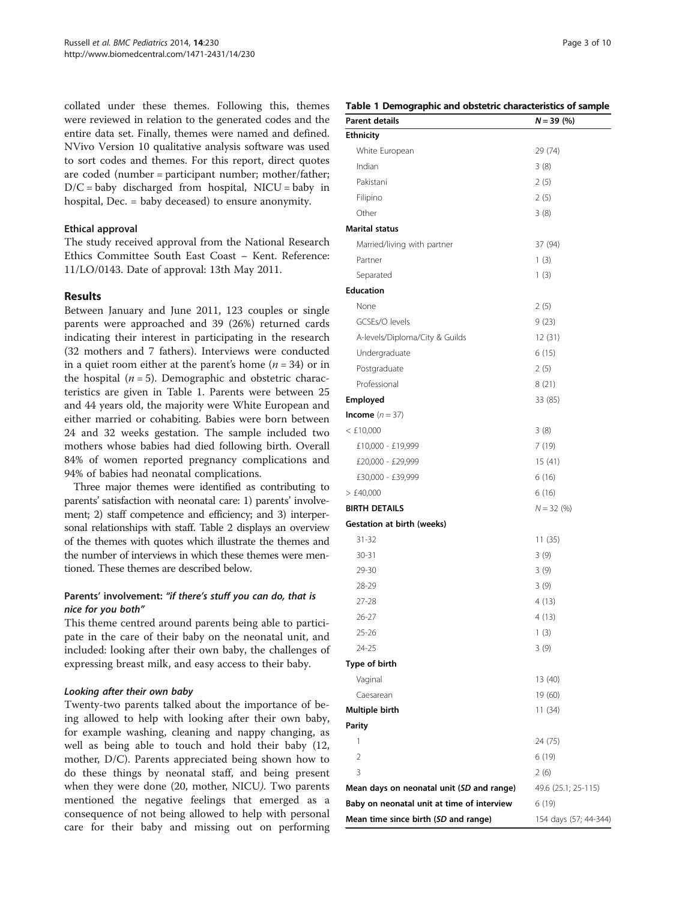collated under these themes. Following this, themes were reviewed in relation to the generated codes and the entire data set. Finally, themes were named and defined. NVivo Version 10 qualitative analysis software was used to sort codes and themes. For this report, direct quotes are coded (number = participant number; mother/father; D/C = baby discharged from hospital, NICU = baby in hospital, Dec. = baby deceased) to ensure anonymity.

### Ethical approval

The study received approval from the National Research Ethics Committee South East Coast – Kent. Reference: 11/LO/0143. Date of approval: 13th May 2011.

## Results

Between January and June 2011, 123 couples or single parents were approached and 39 (26%) returned cards indicating their interest in participating in the research (32 mothers and 7 fathers). Interviews were conducted in a quiet room either at the parent's home ($n = 34$) or in the hospital ($n = 5$). Demographic and obstetric characteristics are given in Table 1. Parents were between 25 and 44 years old, the majority were White European and either married or cohabiting. Babies were born between 24 and 32 weeks gestation. The sample included two mothers whose babies had died following birth. Overall 84% of women reported pregnancy complications and 94% of babies had neonatal complications.

Three major themes were identified as contributing to parents' satisfaction with neonatal care: 1) parents' involvement; 2) staff competence and efficiency; and 3) interpersonal relationships with staff. Table 2 displays an overview of the themes with quotes which illustrate the themes and the number of interviews in which these themes were mentioned. These themes are described below.

### Parents' involvement: *"if there's stuff you can do, that is nice for you both"*

This theme centred around parents being able to participate in the care of their baby on the neonatal unit, and included: looking after their own baby, the challenges of expressing breast milk, and easy access to their baby.

#### *Looking after their own baby*

Twenty-two parents talked about the importance of being allowed to help with looking after their own baby, for example washing, cleaning and nappy changing, as well as being able to touch and hold their baby (12, mother, D/C). Parents appreciated being shown how to do these things by neonatal staff, and being present when they were done (20, mother, NICU*)*. Two parents mentioned the negative feelings that emerged as a consequence of not being allowed to help with personal care for their baby and missing out on performing

**Table 1 Demographic and obstetric characteristics of sample**

| Parent details | N = 39 (%) |
|---|---|
| **Ethnicity** | |
| White European | 29 (74) |
| Indian | 3 (8) |
| Pakistani | 2 (5) |
| Filipino | 2 (5) |
| Other | 3 (8) |
| **Marital status** | |
| Married/living with partner | 37 (94) |
| Partner | 1 (3) |
| Separated | 1 (3) |
| **Education** | |
| None | 2 (5) |
| GCSEs/O levels | 9 (23) |
| A-levels/Diploma/City & Guilds | 12 (31) |
| Undergraduate | 6 (15) |
| Postgraduate | 2 (5) |
| Professional | 8 (21) |
| **Employed** | 33 (85) |
| **Income** ($n = 37$) | |
| < £10,000 | 3 (8) |
| £10,000 - £19,999 | 7 (19) |
| £20,000 - £29,999 | 15 (41) |
| £30,000 - £39,999 | 6 (16) |
| > £40,000 | 6 (16) |
| **BIRTH DETAILS** | N = 32 (%) |
| **Gestation at birth (weeks)** | |
| 31-32 | 11 (35) |
| 30-31 | 3 (9) |
| 29-30 | 3 (9) |
| 28-29 | 3 (9) |
| 27-28 | 4 (13) |
| 26-27 | 4 (13) |
| 25-26 | 1 (3) |
| 24-25 | 3 (9) |
| **Type of birth** | |
| Vaginal | 13 (40) |
| Caesarean | 19 (60) |
| **Multiple birth** | 11 (34) |
| **Parity** | |
| 1 | 24 (75) |
| 2 | 6 (19) |
| 3 | 2 (6) |
| **Mean days on neonatal unit (*SD* and range)** | 49.6 (25.1; 25-115) |
| **Baby on neonatal unit at time of interview** | 6 (19) |
| **Mean time since birth (*SD* and range)** | 154 days (57; 44-344) |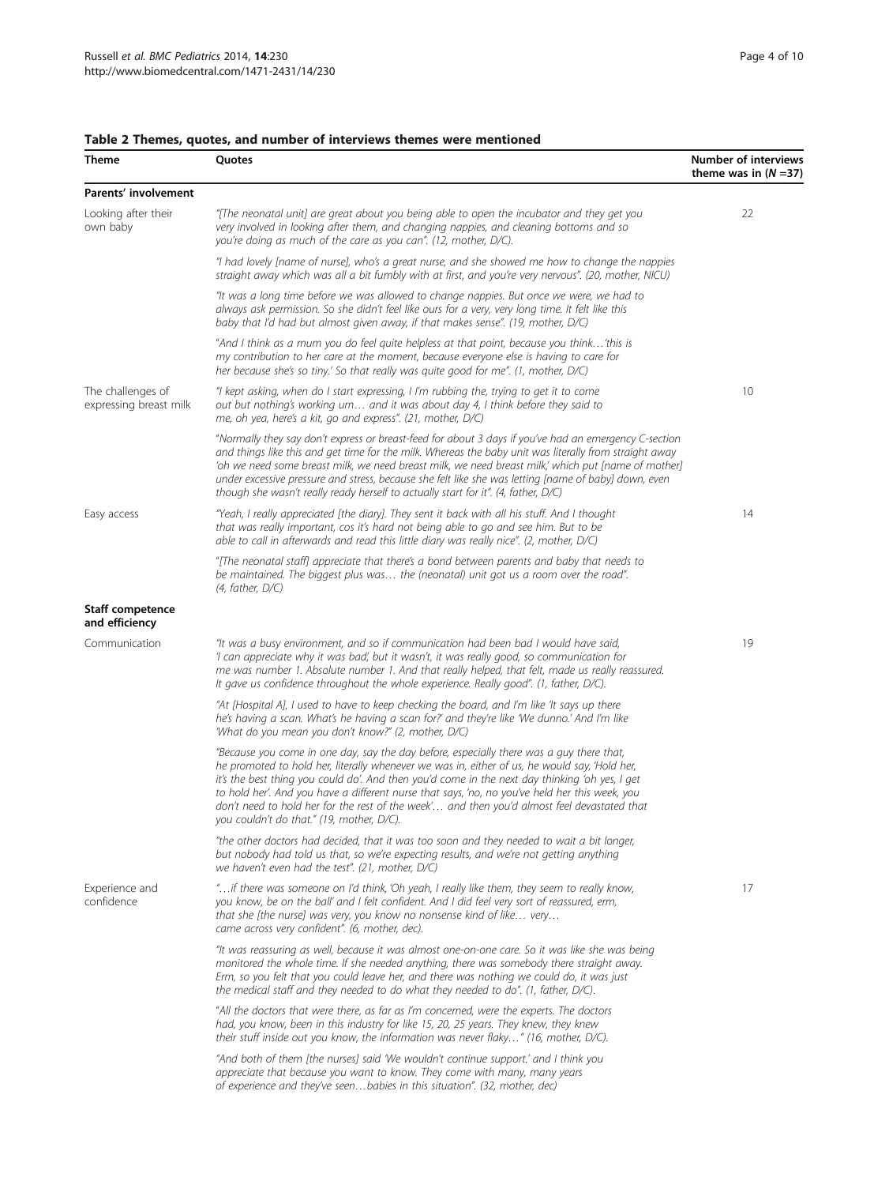**Table 2 Themes, quotes, and number of interviews themes were mentioned**

| Theme | Quotes | Number of interviews theme was in ($N$ =37) |
|---|---|---|
| **Parents' involvement** | | |
| Looking after their own baby | *"[The neonatal unit] are great about you being able to open the incubator and they get you very involved in looking after them, and changing nappies, and cleaning bottoms and so you're doing as much of the care as you can". (12, mother, D/C).* | 22 |
| | *"I had lovely [name of nurse], who's a great nurse, and she showed me how to change the nappies straight away which was all a bit fumbly with at first, and you're very nervous". (20, mother, NICU)* | |
| | *"It was a long time before we was allowed to change nappies. But once we were, we had to always ask permission. So she didn't feel like ours for a very, very long time. It felt like this baby that I'd had but almost given away, if that makes sense". (19, mother, D/C)* | |
| | *"And I think as a mum you do feel quite helpless at that point, because you think…'this is my contribution to her care at the moment, because everyone else is having to care for her because she's so tiny.' So that really was quite good for me". (1, mother, D/C)* | |
| The challenges of expressing breast milk | *"I kept asking, when do I start expressing, I I'm rubbing the, trying to get it to come out but nothing's working um… and it was about day 4, I think before they said to me, oh yea, here's a kit, go and express". (21, mother, D/C)* | 10 |
| | *"Normally they say don't express or breast-feed for about 3 days if you've had an emergency C-section and things like this and get time for the milk. Whereas the baby unit was literally from straight away 'oh we need some breast milk, we need breast milk, we need breast milk,' which put [name of mother] under excessive pressure and stress, because she felt like she was letting [name of baby] down, even though she wasn't really ready herself to actually start for it". (4, father, D/C)* | |
| Easy access | *"Yeah, I really appreciated [the diary]. They sent it back with all his stuff. And I thought that was really important, cos it's hard not being able to go and see him. But to be able to call in afterwards and read this little diary was really nice". (2, mother, D/C)* | 14 |
| | *"[The neonatal staff] appreciate that there's a bond between parents and baby that needs to be maintained. The biggest plus was… the (neonatal) unit got us a room over the road". (4, father, D/C)* | |
| **Staff competence and efficiency** | | |
| Communication | *"It was a busy environment, and so if communication had been bad I would have said, 'I can appreciate why it was bad,' but it wasn't, it was really good, so communication for me was number 1. Absolute number 1. And that really helped, that felt, made us really reassured. It gave us confidence throughout the whole experience. Really good". (1, father, D/C).* | 19 |
| | *"At [Hospital A], I used to have to keep checking the board, and I'm like 'It says up there he's having a scan. What's he having a scan for?' and they're like 'We dunno.' And I'm like 'What do you mean you don't know?" (2, mother, D/C)* | |
| | *"Because you come in one day, say the day before, especially there was a guy there that, he promoted to hold her, literally whenever we was in, either of us, he would say, 'Hold her, it's the best thing you could do'. And then you'd come in the next day thinking 'oh yes, I get to hold her'. And you have a different nurse that says, 'no, no you've held her this week, you don't need to hold her for the rest of the week'… and then you'd almost feel devastated that you couldn't do that." (19, mother, D/C).* | |
| | *"the other doctors had decided, that it was too soon and they needed to wait a bit longer, but nobody had told us that, so we're expecting results, and we're not getting anything we haven't even had the test". (21, mother, D/C)* | |
| Experience and confidence | *"…if there was someone on I'd think, 'Oh yeah, I really like them, they seem to really know, you know, be on the ball' and I felt confident. And I did feel very sort of reassured, erm, that she [the nurse] was very, you know no nonsense kind of like… very… came across very confident". (6, mother, dec).* | 17 |
| | *"It was reassuring as well, because it was almost one-on-one care. So it was like she was being monitored the whole time. If she needed anything, there was somebody there straight away. Erm, so you felt that you could leave her, and there was nothing we could do, it was just the medical staff and they needed to do what they needed to do". (1, father, D/C).* | |
| | *"All the doctors that were there, as far as I'm concerned, were the experts. The doctors had, you know, been in this industry for like 15, 20, 25 years. They knew, they knew their stuff inside out you know, the information was never flaky…" (16, mother, D/C).* | |
| | *"And both of them [the nurses] said 'We wouldn't continue support.' and I think you appreciate that because you want to know. They come with many, many years of experience and they've seen…babies in this situation". (32, mother, dec)* | |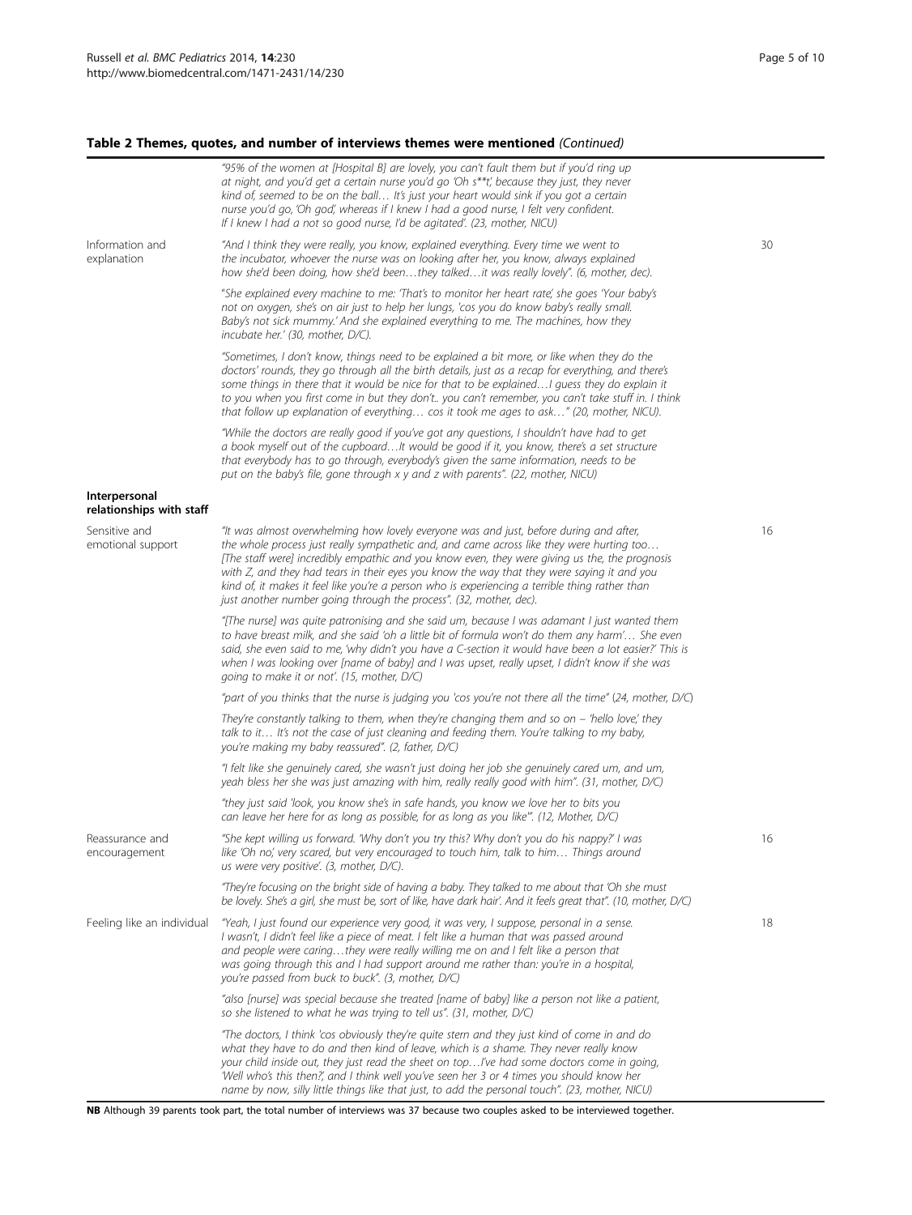**Table 2 Themes, quotes, and number of interviews themes were mentioned** *(Continued)*

| | | |
|---|---|---|
| | *"95% of the women at [Hospital B] are lovely, you can't fault them but if you'd ring up at night, and you'd get a certain nurse you'd go 'Oh s**t', because they just, they never kind of, seemed to be on the ball… It's just your heart would sink if you got a certain nurse you'd go, 'Oh god', whereas if I knew I had a good nurse, I felt very confident. If I knew I had a not so good nurse, I'd be agitated'. (23, mother, NICU)* | |
| Information and explanation | *"And I think they were really, you know, explained everything. Every time we went to the incubator, whoever the nurse was on looking after her, you know, always explained how she'd been doing, how she'd been…they talked…it was really lovely". (6, mother, dec).* | 30 |
| | *"She explained every machine to me: 'That's to monitor her heart rate,' she goes 'Your baby's not on oxygen, she's on air just to help her lungs, 'cos you do know baby's really small. Baby's not sick mummy.' And she explained everything to me. The machines, how they incubate her.' (30, mother, D/C).* | |
| | *"Sometimes, I don't know, things need to be explained a bit more, or like when they do the doctors' rounds, they go through all the birth details, just as a recap for everything, and there's some things in there that it would be nice for that to be explained…I guess they do explain it to you when you first come in but they don't.. you can't remember, you can't take stuff in. I think that follow up explanation of everything… cos it took me ages to ask…" (20, mother, NICU).* | |
| | *"While the doctors are really good if you've got any questions, I shouldn't have had to get a book myself out of the cupboard…It would be good if it, you know, there's a set structure that everybody has to go through, everybody's given the same information, needs to be put on the baby's file, gone through x y and z with parents". (22, mother, NICU)* | |
| **Interpersonal relationships with staff** | | |
| Sensitive and emotional support | *"It was almost overwhelming how lovely everyone was and just, before during and after, the whole process just really sympathetic and, and came across like they were hurting too… [The staff were] incredibly empathic and you know even, they were giving us the, the prognosis with Z, and they had tears in their eyes you know the way that they were saying it and you kind of, it makes it feel like you're a person who is experiencing a terrible thing rather than just another number going through the process". (32, mother, dec).* | 16 |
| | *"[The nurse] was quite patronising and she said um, because I was adamant I just wanted them to have breast milk, and she said 'oh a little bit of formula won't do them any harm'… She even said, she even said to me, 'why didn't you have a C-section it would have been a lot easier?' This is when I was looking over [name of baby] and I was upset, really upset, I didn't know if she was going to make it or not'. (15, mother, D/C)* | |
| | *"part of you thinks that the nurse is judging you 'cos you're not there all the time" (24, mother, D/C)* | |
| | *They're constantly talking to them, when they're changing them and so on – 'hello love,' they talk to it… It's not the case of just cleaning and feeding them. You're talking to my baby, you're making my baby reassured". (2, father, D/C)* | |
| | *"I felt like she genuinely cared, she wasn't just doing her job she genuinely cared um, and um, yeah bless her she was just amazing with him, really really good with him". (31, mother, D/C)* | |
| | *"they just said 'look, you know she's in safe hands, you know we love her to bits you can leave her here for as long as possible, for as long as you like'". (12, Mother, D/C)* | |
| Reassurance and encouragement | *"She kept willing us forward. 'Why don't you try this? Why don't you do his nappy?' I was like 'Oh no', very scared, but very encouraged to touch him, talk to him… Things around us were very positive'. (3, mother, D/C).* | 16 |
| | *"They're focusing on the bright side of having a baby. They talked to me about that 'Oh she must be lovely. She's a girl, she must be, sort of like, have dark hair'. And it feels great that". (10, mother, D/C)* | |
| Feeling like an individual | *"Yeah, I just found our experience very good, it was very, I suppose, personal in a sense. I wasn't, I didn't feel like a piece of meat. I felt like a human that was passed around and people were caring…they were really willing me on and I felt like a person that was going through this and I had support around me rather than: you're in a hospital, you're passed from buck to buck". (3, mother, D/C)* | 18 |
| | *"also [nurse] was special because she treated [name of baby] like a person not like a patient, so she listened to what he was trying to tell us". (31, mother, D/C)* | |
| | *"The doctors, I think 'cos obviously they're quite stern and they just kind of come in and do what they have to do and then kind of leave, which is a shame. They never really know your child inside out, they just read the sheet on top…I've had some doctors come in going, 'Well who's this then?', and I think well you've seen her 3 or 4 times you should know her name by now, silly little things like that just, to add the personal touch". (23, mother, NICU)* | |

**NB** Although 39 parents took part, the total number of interviews was 37 because two couples asked to be interviewed together.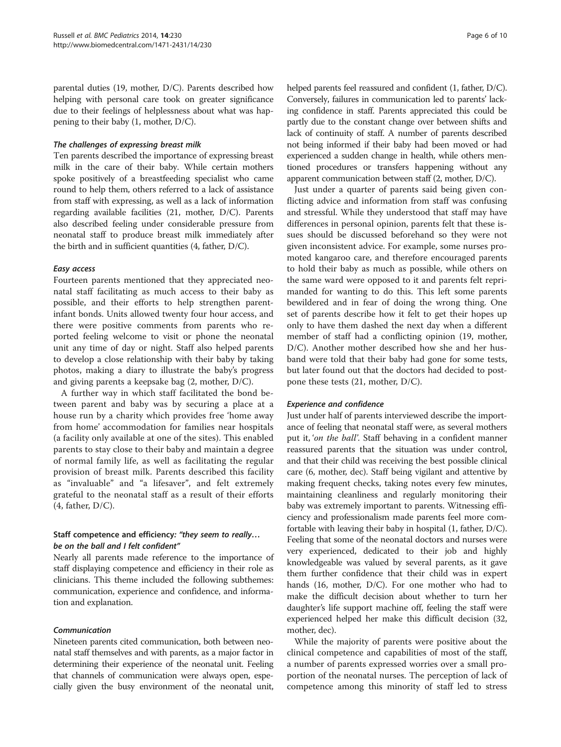parental duties (19, mother, D/C). Parents described how helping with personal care took on greater significance due to their feelings of helplessness about what was happening to their baby (1, mother, D/C).

#### *The challenges of expressing breast milk*

Ten parents described the importance of expressing breast milk in the care of their baby. While certain mothers spoke positively of a breastfeeding specialist who came round to help them, others referred to a lack of assistance from staff with expressing, as well as a lack of information regarding available facilities (21, mother, D/C). Parents also described feeling under considerable pressure from neonatal staff to produce breast milk immediately after the birth and in sufficient quantities (4, father, D/C).

#### *Easy access*

Fourteen parents mentioned that they appreciated neonatal staff facilitating as much access to their baby as possible, and their efforts to help strengthen parent-infant bonds. Units allowed twenty four hour access, and there were positive comments from parents who reported feeling welcome to visit or phone the neonatal unit any time of day or night. Staff also helped parents to develop a close relationship with their baby by taking photos, making a diary to illustrate the baby's progress and giving parents a keepsake bag (2, mother, D/C).

A further way in which staff facilitated the bond between parent and baby was by securing a place at a house run by a charity which provides free 'home away from home' accommodation for families near hospitals (a facility only available at one of the sites). This enabled parents to stay close to their baby and maintain a degree of normal family life, as well as facilitating the regular provision of breast milk. Parents described this facility as "invaluable" and "a lifesaver", and felt extremely grateful to the neonatal staff as a result of their efforts (4, father, D/C).

### Staff competence and efficiency: *"they seem to really… be on the ball and I felt confident"*

Nearly all parents made reference to the importance of staff displaying competence and efficiency in their role as clinicians. This theme included the following subthemes: communication, experience and confidence, and information and explanation.

#### *Communication*

Nineteen parents cited communication, both between neonatal staff themselves and with parents, as a major factor in determining their experience of the neonatal unit. Feeling that channels of communication were always open, especially given the busy environment of the neonatal unit, helped parents feel reassured and confident (1, father, D/C). Conversely, failures in communication led to parents' lacking confidence in staff. Parents appreciated this could be partly due to the constant change over between shifts and lack of continuity of staff. A number of parents described not being informed if their baby had been moved or had experienced a sudden change in health, while others mentioned procedures or transfers happening without any apparent communication between staff (2, mother, D/C).

Just under a quarter of parents said being given conflicting advice and information from staff was confusing and stressful. While they understood that staff may have differences in personal opinion, parents felt that these issues should be discussed beforehand so they were not given inconsistent advice. For example, some nurses promoted kangaroo care, and therefore encouraged parents to hold their baby as much as possible, while others on the same ward were opposed to it and parents felt reprimanded for wanting to do this. This left some parents bewildered and in fear of doing the wrong thing. One set of parents describe how it felt to get their hopes up only to have them dashed the next day when a different member of staff had a conflicting opinion (19, mother, D/C). Another mother described how she and her husband were told that their baby had gone for some tests, but later found out that the doctors had decided to postpone these tests (21, mother, D/C).

#### *Experience and confidence*

Just under half of parents interviewed describe the importance of feeling that neonatal staff were, as several mothers put it, '*on the ball'*. Staff behaving in a confident manner reassured parents that the situation was under control, and that their child was receiving the best possible clinical care (6, mother, dec). Staff being vigilant and attentive by making frequent checks, taking notes every few minutes, maintaining cleanliness and regularly monitoring their baby was extremely important to parents. Witnessing efficiency and professionalism made parents feel more comfortable with leaving their baby in hospital (1, father, D/C). Feeling that some of the neonatal doctors and nurses were very experienced, dedicated to their job and highly knowledgeable was valued by several parents, as it gave them further confidence that their child was in expert hands (16, mother, D/C). For one mother who had to make the difficult decision about whether to turn her daughter's life support machine off, feeling the staff were experienced helped her make this difficult decision (32, mother, dec).

While the majority of parents were positive about the clinical competence and capabilities of most of the staff, a number of parents expressed worries over a small proportion of the neonatal nurses. The perception of lack of competence among this minority of staff led to stress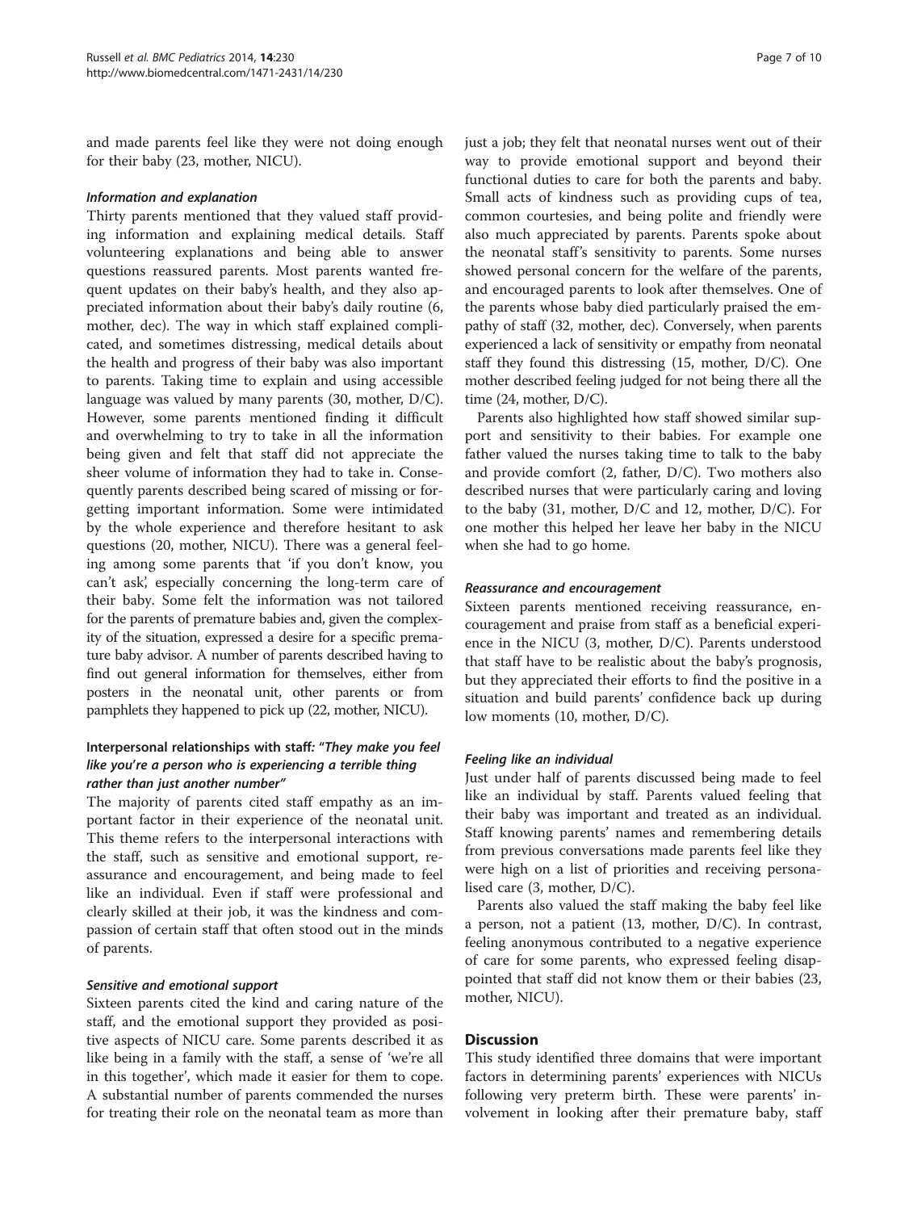and made parents feel like they were not doing enough for their baby (23, mother, NICU).

#### *Information and explanation*

Thirty parents mentioned that they valued staff providing information and explaining medical details. Staff volunteering explanations and being able to answer questions reassured parents. Most parents wanted frequent updates on their baby's health, and they also appreciated information about their baby's daily routine (6, mother, dec). The way in which staff explained complicated, and sometimes distressing, medical details about the health and progress of their baby was also important to parents. Taking time to explain and using accessible language was valued by many parents (30, mother, D/C). However, some parents mentioned finding it difficult and overwhelming to try to take in all the information being given and felt that staff did not appreciate the sheer volume of information they had to take in. Consequently parents described being scared of missing or forgetting important information. Some were intimidated by the whole experience and therefore hesitant to ask questions (20, mother, NICU). There was a general feeling among some parents that 'if you don't know, you can't ask', especially concerning the long-term care of their baby. Some felt the information was not tailored for the parents of premature babies and, given the complexity of the situation, expressed a desire for a specific premature baby advisor. A number of parents described having to find out general information for themselves, either from posters in the neonatal unit, other parents or from pamphlets they happened to pick up (22, mother, NICU).

### Interpersonal relationships with staff: *"They make you feel like you're a person who is experiencing a terrible thing rather than just another number"*

The majority of parents cited staff empathy as an important factor in their experience of the neonatal unit. This theme refers to the interpersonal interactions with the staff, such as sensitive and emotional support, reassurance and encouragement, and being made to feel like an individual. Even if staff were professional and clearly skilled at their job, it was the kindness and compassion of certain staff that often stood out in the minds of parents.

#### *Sensitive and emotional support*

Sixteen parents cited the kind and caring nature of the staff, and the emotional support they provided as positive aspects of NICU care. Some parents described it as like being in a family with the staff, a sense of 'we're all in this together', which made it easier for them to cope. A substantial number of parents commended the nurses for treating their role on the neonatal team as more than just a job; they felt that neonatal nurses went out of their way to provide emotional support and beyond their functional duties to care for both the parents and baby. Small acts of kindness such as providing cups of tea, common courtesies, and being polite and friendly were also much appreciated by parents. Parents spoke about the neonatal staff's sensitivity to parents. Some nurses showed personal concern for the welfare of the parents, and encouraged parents to look after themselves. One of the parents whose baby died particularly praised the empathy of staff (32, mother, dec). Conversely, when parents experienced a lack of sensitivity or empathy from neonatal staff they found this distressing (15, mother, D/C). One mother described feeling judged for not being there all the time (24, mother, D/C).

Parents also highlighted how staff showed similar support and sensitivity to their babies. For example one father valued the nurses taking time to talk to the baby and provide comfort (2, father, D/C). Two mothers also described nurses that were particularly caring and loving to the baby (31, mother, D/C and 12, mother, D/C). For one mother this helped her leave her baby in the NICU when she had to go home.

#### *Reassurance and encouragement*

Sixteen parents mentioned receiving reassurance, encouragement and praise from staff as a beneficial experience in the NICU (3, mother, D/C). Parents understood that staff have to be realistic about the baby's prognosis, but they appreciated their efforts to find the positive in a situation and build parents' confidence back up during low moments (10, mother, D/C).

#### *Feeling like an individual*

Just under half of parents discussed being made to feel like an individual by staff. Parents valued feeling that their baby was important and treated as an individual. Staff knowing parents' names and remembering details from previous conversations made parents feel like they were high on a list of priorities and receiving personalised care (3, mother, D/C).

Parents also valued the staff making the baby feel like a person, not a patient (13, mother, D/C). In contrast, feeling anonymous contributed to a negative experience of care for some parents, who expressed feeling disappointed that staff did not know them or their babies (23, mother, NICU).

## Discussion

This study identified three domains that were important factors in determining parents' experiences with NICUs following very preterm birth. These were parents' involvement in looking after their premature baby, staff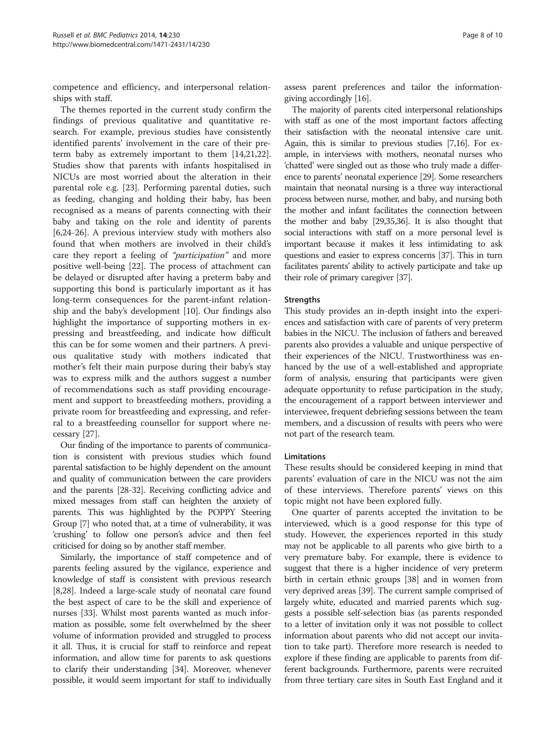competence and efficiency, and interpersonal relationships with staff.

The themes reported in the current study confirm the findings of previous qualitative and quantitative research. For example, previous studies have consistently identified parents' involvement in the care of their preterm baby as extremely important to them [14,21,22]. Studies show that parents with infants hospitalised in NICUs are most worried about the alteration in their parental role e.g. [23]. Performing parental duties, such as feeding, changing and holding their baby, has been recognised as a means of parents connecting with their baby and taking on the role and identity of parents [6,24-26]. A previous interview study with mothers also found that when mothers are involved in their child's care they report a feeling of *"participation"* and more positive well-being [22]. The process of attachment can be delayed or disrupted after having a preterm baby and supporting this bond is particularly important as it has long-term consequences for the parent-infant relationship and the baby's development [10]. Our findings also highlight the importance of supporting mothers in expressing and breastfeeding, and indicate how difficult this can be for some women and their partners. A previous qualitative study with mothers indicated that mother's felt their main purpose during their baby's stay was to express milk and the authors suggest a number of recommendations such as staff providing encouragement and support to breastfeeding mothers, providing a private room for breastfeeding and expressing, and referral to a breastfeeding counsellor for support where necessary [27].

Our finding of the importance to parents of communication is consistent with previous studies which found parental satisfaction to be highly dependent on the amount and quality of communication between the care providers and the parents [28-32]. Receiving conflicting advice and mixed messages from staff can heighten the anxiety of parents. This was highlighted by the POPPY Steering Group [7] who noted that, at a time of vulnerability, it was 'crushing' to follow one person's advice and then feel criticised for doing so by another staff member.

Similarly, the importance of staff competence and of parents feeling assured by the vigilance, experience and knowledge of staff is consistent with previous research [8,28]. Indeed a large-scale study of neonatal care found the best aspect of care to be the skill and experience of nurses [33]. Whilst most parents wanted as much information as possible, some felt overwhelmed by the sheer volume of information provided and struggled to process it all. Thus, it is crucial for staff to reinforce and repeat information, and allow time for parents to ask questions to clarify their understanding [34]. Moreover, whenever possible, it would seem important for staff to individually assess parent preferences and tailor the information-giving accordingly [16].

The majority of parents cited interpersonal relationships with staff as one of the most important factors affecting their satisfaction with the neonatal intensive care unit. Again, this is similar to previous studies [7,16]. For example, in interviews with mothers, neonatal nurses who 'chatted' were singled out as those who truly made a difference to parents' neonatal experience [29]. Some researchers maintain that neonatal nursing is a three way interactional process between nurse, mother, and baby, and nursing both the mother and infant facilitates the connection between the mother and baby [29,35,36]. It is also thought that social interactions with staff on a more personal level is important because it makes it less intimidating to ask questions and easier to express concerns [37]. This in turn facilitates parents' ability to actively participate and take up their role of primary caregiver [37].

### Strengths

This study provides an in-depth insight into the experiences and satisfaction with care of parents of very preterm babies in the NICU. The inclusion of fathers and bereaved parents also provides a valuable and unique perspective of their experiences of the NICU. Trustworthiness was enhanced by the use of a well-established and appropriate form of analysis, ensuring that participants were given adequate opportunity to refuse participation in the study, the encouragement of a rapport between interviewer and interviewee, frequent debriefing sessions between the team members, and a discussion of results with peers who were not part of the research team.

### Limitations

These results should be considered keeping in mind that parents' evaluation of care in the NICU was not the aim of these interviews. Therefore parents' views on this topic might not have been explored fully.

One quarter of parents accepted the invitation to be interviewed, which is a good response for this type of study. However, the experiences reported in this study may not be applicable to all parents who give birth to a very premature baby. For example, there is evidence to suggest that there is a higher incidence of very preterm birth in certain ethnic groups [38] and in women from very deprived areas [39]. The current sample comprised of largely white, educated and married parents which suggests a possible self-selection bias (as parents responded to a letter of invitation only it was not possible to collect information about parents who did not accept our invitation to take part). Therefore more research is needed to explore if these finding are applicable to parents from different backgrounds. Furthermore, parents were recruited from three tertiary care sites in South East England and it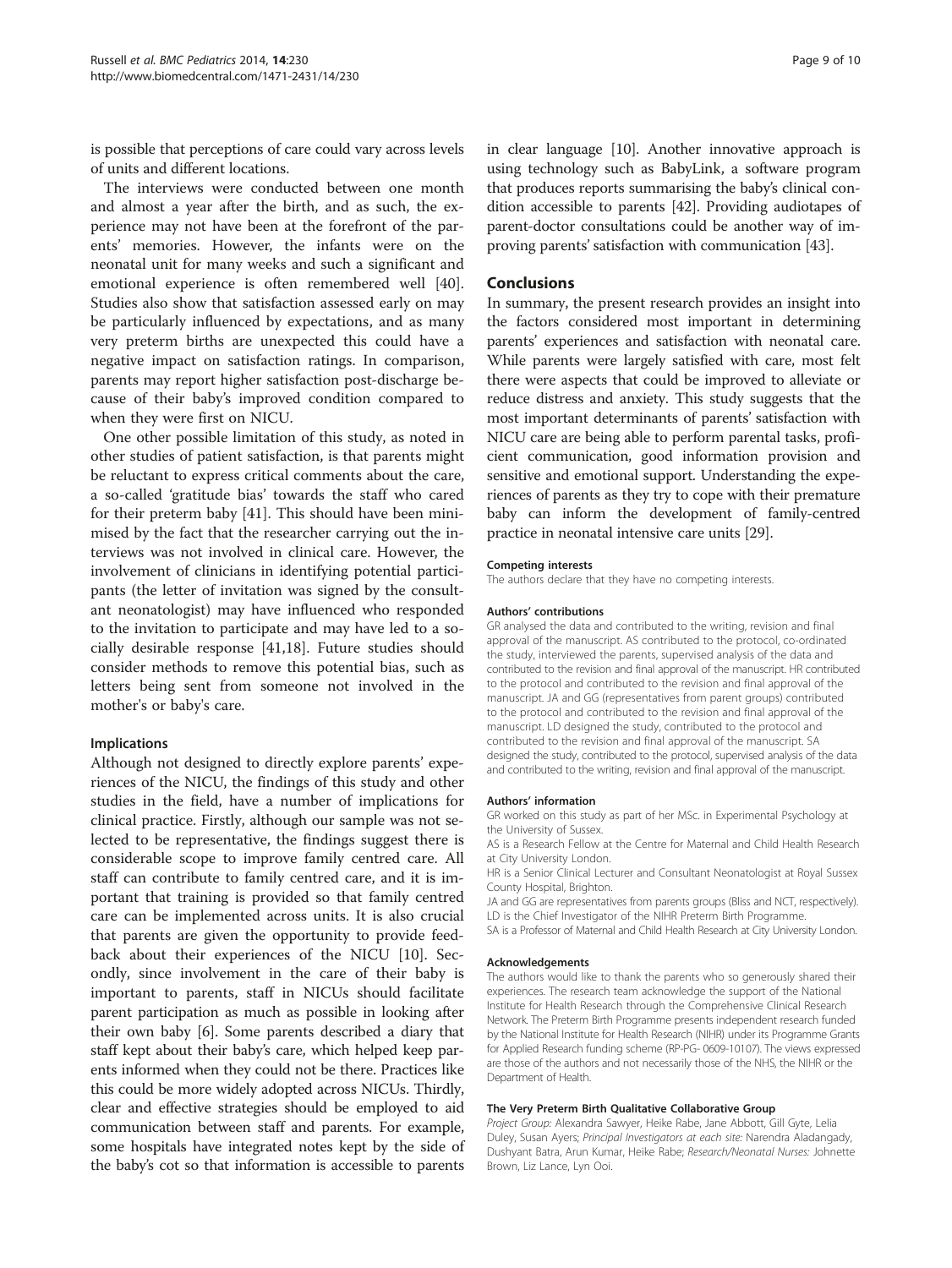is possible that perceptions of care could vary across levels of units and different locations.

The interviews were conducted between one month and almost a year after the birth, and as such, the experience may not have been at the forefront of the parents' memories. However, the infants were on the neonatal unit for many weeks and such a significant and emotional experience is often remembered well [40]. Studies also show that satisfaction assessed early on may be particularly influenced by expectations, and as many very preterm births are unexpected this could have a negative impact on satisfaction ratings. In comparison, parents may report higher satisfaction post-discharge because of their baby's improved condition compared to when they were first on NICU.

One other possible limitation of this study, as noted in other studies of patient satisfaction, is that parents might be reluctant to express critical comments about the care, a so-called 'gratitude bias' towards the staff who cared for their preterm baby [41]. This should have been minimised by the fact that the researcher carrying out the interviews was not involved in clinical care. However, the involvement of clinicians in identifying potential participants (the letter of invitation was signed by the consultant neonatologist) may have influenced who responded to the invitation to participate and may have led to a socially desirable response [41,18]. Future studies should consider methods to remove this potential bias, such as letters being sent from someone not involved in the mother's or baby's care.

### Implications

Although not designed to directly explore parents' experiences of the NICU, the findings of this study and other studies in the field, have a number of implications for clinical practice. Firstly, although our sample was not selected to be representative, the findings suggest there is considerable scope to improve family centred care. All staff can contribute to family centred care, and it is important that training is provided so that family centred care can be implemented across units. It is also crucial that parents are given the opportunity to provide feedback about their experiences of the NICU [10]. Secondly, since involvement in the care of their baby is important to parents, staff in NICUs should facilitate parent participation as much as possible in looking after their own baby [6]. Some parents described a diary that staff kept about their baby's care, which helped keep parents informed when they could not be there. Practices like this could be more widely adopted across NICUs. Thirdly, clear and effective strategies should be employed to aid communication between staff and parents. For example, some hospitals have integrated notes kept by the side of the baby's cot so that information is accessible to parents in clear language [10]. Another innovative approach is using technology such as BabyLink, a software program that produces reports summarising the baby's clinical condition accessible to parents [42]. Providing audiotapes of parent-doctor consultations could be another way of improving parents' satisfaction with communication [43].

## Conclusions

In summary, the present research provides an insight into the factors considered most important in determining parents' experiences and satisfaction with neonatal care. While parents were largely satisfied with care, most felt there were aspects that could be improved to alleviate or reduce distress and anxiety. This study suggests that the most important determinants of parents' satisfaction with NICU care are being able to perform parental tasks, proficient communication, good information provision and sensitive and emotional support. Understanding the experiences of parents as they try to cope with their premature baby can inform the development of family-centred practice in neonatal intensive care units [29].

#### Competing interests

The authors declare that they have no competing interests.

#### Authors' contributions

GR analysed the data and contributed to the writing, revision and final approval of the manuscript. AS contributed to the protocol, co-ordinated the study, interviewed the parents, supervised analysis of the data and contributed to the revision and final approval of the manuscript. HR contributed to the protocol and contributed to the revision and final approval of the manuscript. JA and GG (representatives from parent groups) contributed to the protocol and contributed to the revision and final approval of the manuscript. LD designed the study, contributed to the protocol and contributed to the revision and final approval of the manuscript. SA designed the study, contributed to the protocol, supervised analysis of the data and contributed to the writing, revision and final approval of the manuscript.

#### Authors' information

GR worked on this study as part of her MSc. in Experimental Psychology at the University of Sussex.
AS is a Research Fellow at the Centre for Maternal and Child Health Research at City University London.
HR is a Senior Clinical Lecturer and Consultant Neonatologist at Royal Sussex County Hospital, Brighton.
JA and GG are representatives from parents groups (Bliss and NCT, respectively).
LD is the Chief Investigator of the NIHR Preterm Birth Programme.
SA is a Professor of Maternal and Child Health Research at City University London.

#### Acknowledgements

The authors would like to thank the parents who so generously shared their experiences. The research team acknowledge the support of the National Institute for Health Research through the Comprehensive Clinical Research Network. The Preterm Birth Programme presents independent research funded by the National Institute for Health Research (NIHR) under its Programme Grants for Applied Research funding scheme (RP-PG- 0609-10107). The views expressed are those of the authors and not necessarily those of the NHS, the NIHR or the Department of Health.

#### The Very Preterm Birth Qualitative Collaborative Group

*Project Group:* Alexandra Sawyer, Heike Rabe, Jane Abbott, Gill Gyte, Lelia Duley, Susan Ayers; *Principal Investigators at each site:* Narendra Aladangady, Dushyant Batra, Arun Kumar, Heike Rabe; *Research/Neonatal Nurses:* Johnette Brown, Liz Lance, Lyn Ooi.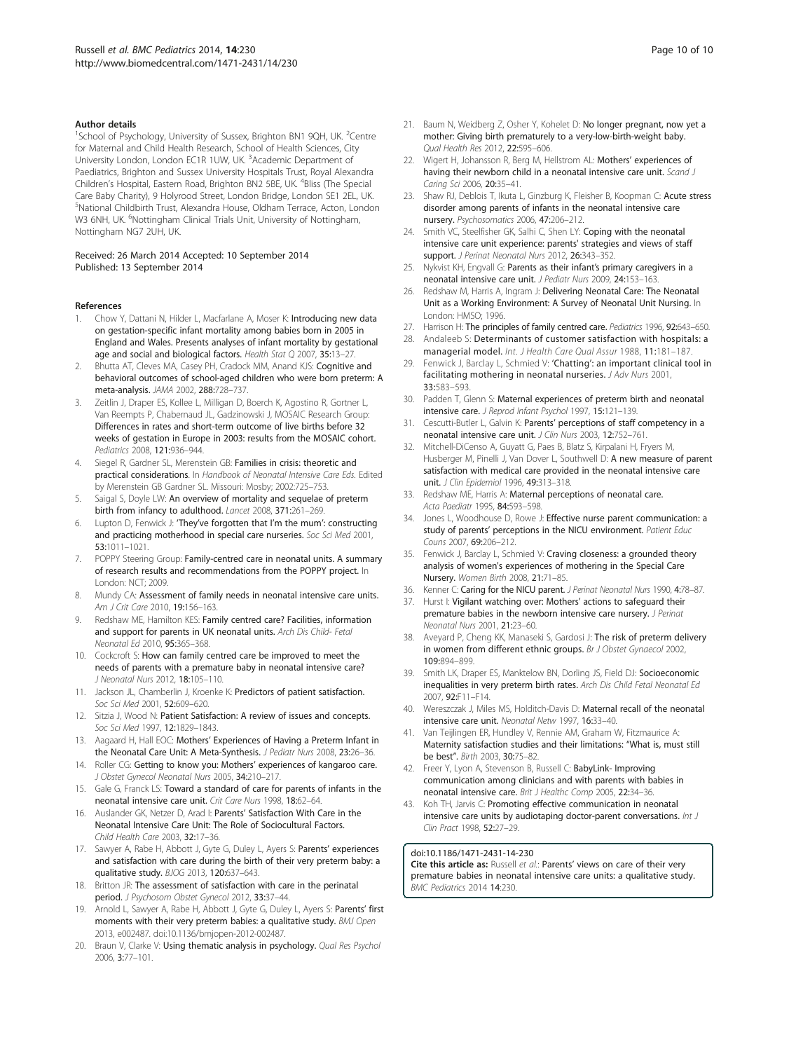#### Author details

[1]School of Psychology, University of Sussex, Brighton BN1 9QH, UK. [2]Centre for Maternal and Child Health Research, School of Health Sciences, City University London, London EC1R 1UW, UK. [3]Academic Department of Paediatrics, Brighton and Sussex University Hospitals Trust, Royal Alexandra Children's Hospital, Eastern Road, Brighton BN2 5BE, UK. [4]Bliss (The Special Care Baby Charity), 9 Holyrood Street, London Bridge, London SE1 2EL, UK. [5]National Childbirth Trust, Alexandra House, Oldham Terrace, Acton, London W3 6NH, UK. [6]Nottingham Clinical Trials Unit, University of Nottingham, Nottingham NG7 2UH, UK.

Received: 26 March 2014 Accepted: 10 September 2014
Published: 13 September 2014

#### References

1. Chow Y, Dattani N, Hilder L, Macfarlane A, Moser K: **Introducing new data on gestation-specific infant mortality among babies born in 2005 in England and Wales. Presents analyses of infant mortality by gestational age and social and biological factors.** *Health Stat Q* 2007, **35:**13–27.
2. Bhutta AT, Cleves MA, Casey PH, Cradock MM, Anand KJS: **Cognitive and behavioral outcomes of school-aged children who were born preterm: A meta-analysis.** *JAMA* 2002, **288:**728–737.
3. Zeitlin J, Draper ES, Kollee L, Milligan D, Boerch K, Agostino R, Gortner L, Van Reempts P, Chabernaud JL, Gadzinowski J, MOSAIC Research Group: **Differences in rates and short-term outcome of live births before 32 weeks of gestation in Europe in 2003: results from the MOSAIC cohort.** *Pediatrics* 2008, **121:**936–944.
4. Siegel R, Gardner SL, Merenstein GB: **Families in crisis: theoretic and practical considerations**. In *Handbook of Neonatal Intensive Care Eds.* Edited by Merenstein GB Gardner SL. Missouri: Mosby; 2002:725–753.
5. Saigal S, Doyle LW: **An overview of mortality and sequelae of preterm birth from infancy to adulthood.** *Lancet* 2008, **371:**261–269.
6. Lupton D, Fenwick J: **'They've forgotten that I'm the mum': constructing and practicing motherhood in special care nurseries.** *Soc Sci Med* 2001, **53:**1011–1021.
7. POPPY Steering Group: **Family-centred care in neonatal units. A summary of research results and recommendations from the POPPY project.** In London: NCT; 2009.
8. Mundy CA: **Assessment of family needs in neonatal intensive care units.** *Am J Crit Care* 2010, **19:**156–163.
9. Redshaw ME, Hamilton KES: **Family centred care? Facilities, information and support for parents in UK neonatal units.** *Arch Dis Child- Fetal Neonatal Ed* 2010, **95:**365–368.
10. Cockcroft S: **How can family centred care be improved to meet the needs of parents with a premature baby in neonatal intensive care?** *J Neonatal Nurs* 2012, **18:**105–110.
11. Jackson JL, Chamberlin J, Kroenke K: **Predictors of patient satisfaction.** *Soc Sci Med* 2001, **52:**609–620.
12. Sitzia J, Wood N: **Patient Satisfaction: A review of issues and concepts.** *Soc Sci Med* 1997, **12:**1829–1843.
13. Aagaard H, Hall EOC: **Mothers' Experiences of Having a Preterm Infant in the Neonatal Care Unit: A Meta-Synthesis.** *J Pediatr Nurs* 2008, **23:**26–36.
14. Roller CG: **Getting to know you: Mothers' experiences of kangaroo care.** *J Obstet Gynecol Neonatal Nurs* 2005, **34:**210–217.
15. Gale G, Franck LS: **Toward a standard of care for parents of infants in the neonatal intensive care unit.** *Crit Care Nurs* 1998, **18:**62–64.
16. Auslander GK, Netzer D, Arad I: **Parents' Satisfaction With Care in the Neonatal Intensive Care Unit: The Role of Sociocultural Factors.** *Child Health Care* 2003, **32:**17–36.
17. Sawyer A, Rabe H, Abbott J, Gyte G, Duley L, Ayers S: **Parents' experiences and satisfaction with care during the birth of their very preterm baby: a qualitative study.** *BJOG* 2013, **120:**637–643.
18. Britton JR: **The assessment of satisfaction with care in the perinatal period.** *J Psychosom Obstet Gynecol* 2012, **33:**37–44.
19. Arnold L, Sawyer A, Rabe H, Abbott J, Gyte G, Duley L, Ayers S: **Parents' first moments with their very preterm babies: a qualitative study.** *BMJ Open* 2013, e002487. doi:10.1136/bmjopen-2012-002487.
20. Braun V, Clarke V: **Using thematic analysis in psychology.** *Qual Res Psychol* 2006, **3:**77–101.
21. Baum N, Weidberg Z, Osher Y, Kohelet D: **No longer pregnant, now yet a mother: Giving birth prematurely to a very-low-birth-weight baby.** *Qual Health Res* 2012, **22:**595–606.
22. Wigert H, Johansson R, Berg M, Hellstrom AL: **Mothers' experiences of having their newborn child in a neonatal intensive care unit.** *Scand J Caring Sci* 2006, **20:**35–41.
23. Shaw RJ, Deblois T, Ikuta L, Ginzburg K, Fleisher B, Koopman C: **Acute stress disorder among parents of infants in the neonatal intensive care nursery.** *Psychosomatics* 2006, **47:**206–212.
24. Smith VC, Steelfisher GK, Salhi C, Shen LY: **Coping with the neonatal intensive care unit experience: parents' strategies and views of staff support.** *J Perinat Neonatal Nurs* 2012, **26:**343–352.
25. Nykvist KH, Engvall G: **Parents as their infant's primary caregivers in a neonatal intensive care unit.** *J Pediatr Nurs* 2009, **24:**153–163.
26. Redshaw M, Harris A, Ingram J: **Delivering Neonatal Care: The Neonatal Unit as a Working Environment: A Survey of Neonatal Unit Nursing.** In London: HMSO; 1996.
27. Harrison H: **The principles of family centred care.** *Pediatrics* 1996, **92:**643–650.
28. Andaleeb S: **Determinants of customer satisfaction with hospitals: a managerial model.** *Int. J Health Care Qual Assur* 1988, **11:**181–187.
29. Fenwick J, Barclay L, Schmied V: **'Chatting': an important clinical tool in facilitating mothering in neonatal nurseries.** *J Adv Nurs* 2001, **33:**583–593.
30. Padden T, Glenn S: **Maternal experiences of preterm birth and neonatal intensive care.** *J Reprod Infant Psychol* 1997, **15:**121–139.
31. Cescutti-Butler L, Galvin K: **Parents' perceptions of staff competency in a neonatal intensive care unit.** *J Clin Nurs* 2003, **12:**752–761.
32. Mitchell-DiCenso A, Guyatt G, Paes B, Blatz S, Kirpalani H, Fryers M, Husberger M, Pinelli J, Van Dover L, Southwell D: **A new measure of parent satisfaction with medical care provided in the neonatal intensive care unit.** *J Clin Epidemiol* 1996, **49:**313–318.
33. Redshaw ME, Harris A: **Maternal perceptions of neonatal care.** *Acta Paediatr* 1995, **84:**593–598.
34. Jones L, Woodhouse D, Rowe J: **Effective nurse parent communication: a study of parents' perceptions in the NICU environment.** *Patient Educ Couns* 2007, **69:**206–212.
35. Fenwick J, Barclay L, Schmied V: **Craving closeness: a grounded theory analysis of women's experiences of mothering in the Special Care Nursery.** *Women Birth* 2008, **21:**71–85.
36. Kenner C: **Caring for the NICU parent.** *J Perinat Neonatal Nurs* 1990, **4:**78–87.
37. Hurst I: **Vigilant watching over: Mothers' actions to safeguard their premature babies in the newborn intensive care nursery.** *J Perinat Neonatal Nurs* 2001, **21:**23–60.
38. Aveyard P, Cheng KK, Manaseki S, Gardosi J: **The risk of preterm delivery in women from different ethnic groups.** *Br J Obstet Gynaecol* 2002, **109:**894–899.
39. Smith LK, Draper ES, Manktelow BN, Dorling JS, Field DJ: **Socioeconomic inequalities in very preterm birth rates.** *Arch Dis Child Fetal Neonatal Ed* 2007, **92:**F11–F14.
40. Wereszczak J, Miles MS, Holditch-Davis D: **Maternal recall of the neonatal intensive care unit.** *Neonatal Netw* 1997, **16:**33–40.
41. Van Teijlingen ER, Hundley V, Rennie AM, Graham W, Fitzmaurice A: **Maternity satisfaction studies and their limitations: "What is, must still be best".** *Birth* 2003, **30:**75–82.
42. Freer Y, Lyon A, Stevenson B, Russell C: **BabyLink- Improving communication among clinicians and with parents with babies in neonatal intensive care.** *Brit J Healthc Comp* 2005, **22:**34–36.
43. Koh TH, Jarvis C: **Promoting effective communication in neonatal intensive care units by audiotaping doctor-parent conversations.** *Int J Clin Pract* 1998, **52:**27–29.

doi:10.1186/1471-2431-14-230
**Cite this article as:** Russell *et al.*: Parents' views on care of their very premature babies in neonatal intensive care units: a qualitative study. *BMC Pediatrics* 2014 **14**:230.